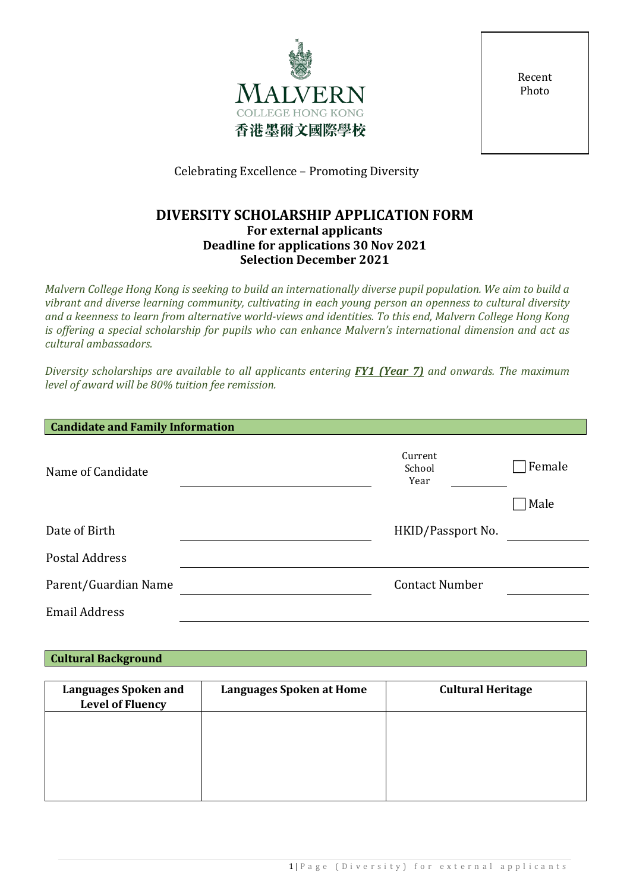MALVERN

COLLEGE HONG KONG

香港墨爾文國際學校

Recent Photo

Celebrating Excellence – Promoting Diversity

# DIVERSITY SCHOLARSHIP APPLICATION FORM

**For external applicants**

**Deadline for applications 30 Nov 2021**

**Selection December 2021**

*Malvern College Hong Kong is seeking to build an internationally diverse pupil population. We aim to build a vibrant and diverse learning community, cultivating in each young person an openness to cultural diversity and a keenness to learn from alternative world-views and identities. To this end, Malvern College Hong Kong is offering a special scholarship for pupils who can enhance Malvern's international dimension and act as cultural ambassadors.*

*Diversity scholarships are available to all applicants entering **FY1 (Year 7)** and onwards. The maximum level of award will be 80% tuition fee remission.*

## Candidate and Family Information

Name of Candidate \_\_\_\_\_\_\_\_\_\_\_\_\_\_\_\_ Current School Year \_\_\_\_\_\_\_\_ ☐ Female ☐ Male

Date of Birth \_\_\_\_\_\_\_\_\_\_\_\_\_\_\_\_ HKID/Passport No. \_\_\_\_\_\_\_\_

Postal Address \_\_\_\_\_\_\_\_\_\_\_\_\_\_\_\_\_\_\_\_\_\_\_\_\_\_\_\_\_\_\_\_

Parent/Guardian Name \_\_\_\_\_\_\_\_\_\_\_\_\_\_\_\_ Contact Number \_\_\_\_\_\_\_\_

Email Address \_\_\_\_\_\_\_\_\_\_\_\_\_\_\_\_\_\_\_\_\_\_\_\_\_\_\_\_\_\_\_\_

## Cultural Background

| Languages Spoken and Level of Fluency | Languages Spoken at Home | Cultural Heritage |
|---|---|---|
| | | |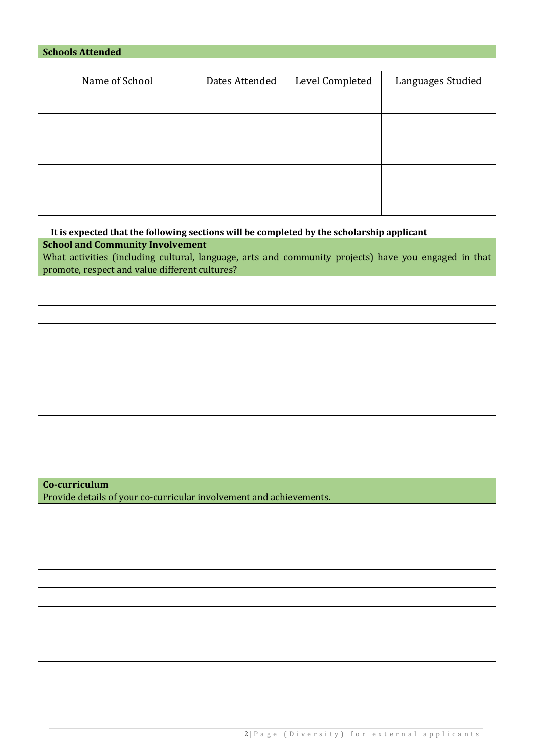**Schools Attended**

| Name of School | Dates Attended | Level Completed | Languages Studied |
| --- | --- | --- | --- |
| | | | |
| | | | |
| | | | |
| | | | |
| | | | |

**It is expected that the following sections will be completed by the scholarship applicant**

**School and Community Involvement**

What activities (including cultural, language, arts and community projects) have you engaged in that promote, respect and value different cultures?

**Co-curriculum**

Provide details of your co-curricular involvement and achievements.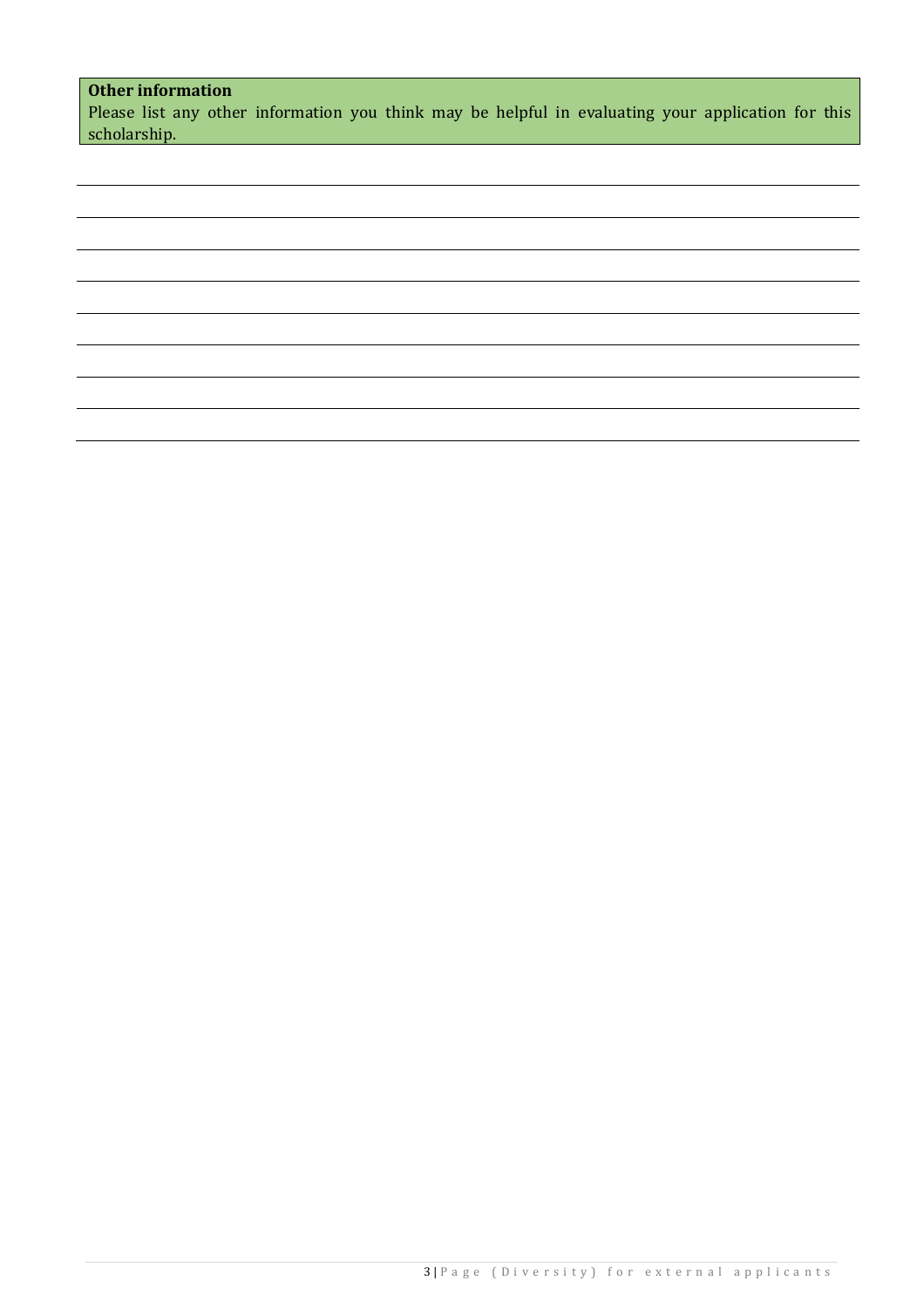**Other information**

Please list any other information you think may be helpful in evaluating your application for this scholarship.

_______________________________________________________________________________

_______________________________________________________________________________

_______________________________________________________________________________

_______________________________________________________________________________

_______________________________________________________________________________

_______________________________________________________________________________

_______________________________________________________________________________

_______________________________________________________________________________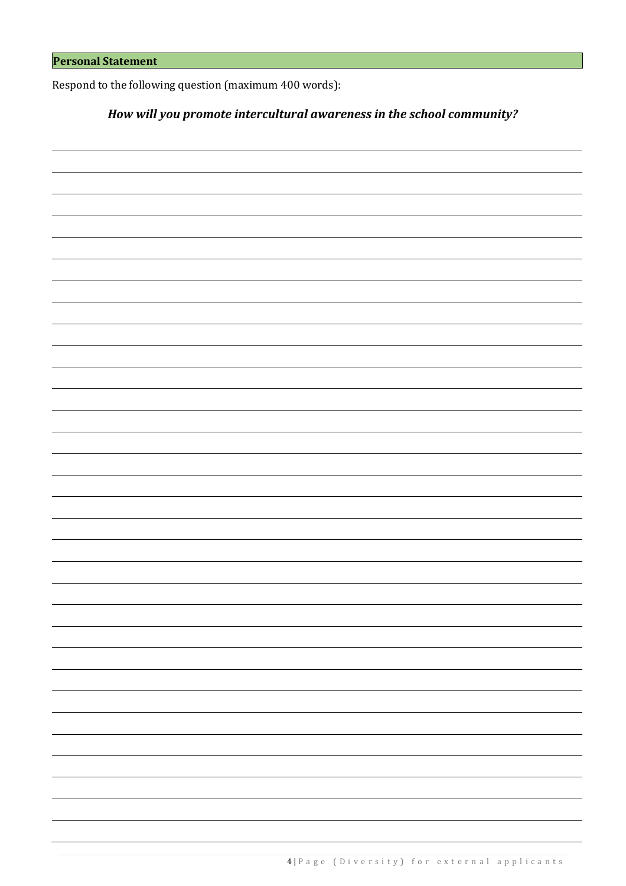**Personal Statement**

Respond to the following question (maximum 400 words):

***How will you promote intercultural awareness in the school community?***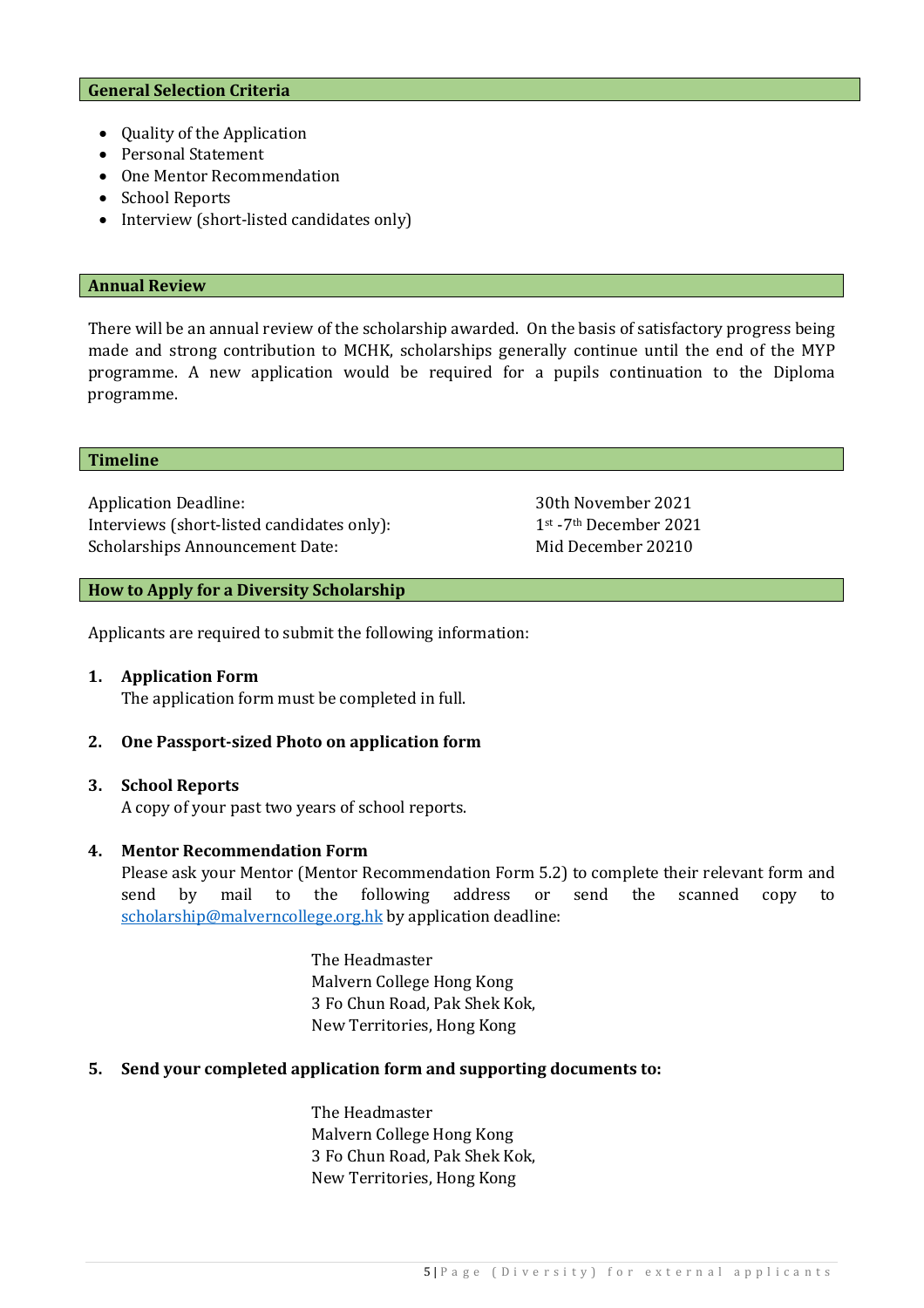## General Selection Criteria

- Quality of the Application
- Personal Statement
- One Mentor Recommendation
- School Reports
- Interview (short-listed candidates only)

## Annual Review

There will be an annual review of the scholarship awarded. On the basis of satisfactory progress being made and strong contribution to MCHK, scholarships generally continue until the end of the MYP programme. A new application would be required for a pupils continuation to the Diploma programme.

## Timeline

| | |
|---|---|
| Application Deadline: | 30th November 2021 |
| Interviews (short-listed candidates only): | 1st -7th December 2021 |
| Scholarships Announcement Date: | Mid December 20210 |

## How to Apply for a Diversity Scholarship

Applicants are required to submit the following information:

1. **Application Form**
   The application form must be completed in full.

2. **One Passport-sized Photo on application form**

3. **School Reports**
   A copy of your past two years of school reports.

4. **Mentor Recommendation Form**
   Please ask your Mentor (Mentor Recommendation Form 5.2) to complete their relevant form and send by mail to the following address or send the scanned copy to scholarship@malverncollege.org.hk by application deadline:

   The Headmaster
   Malvern College Hong Kong
   3 Fo Chun Road, Pak Shek Kok,
   New Territories, Hong Kong

5. **Send your completed application form and supporting documents to:**

   The Headmaster
   Malvern College Hong Kong
   3 Fo Chun Road, Pak Shek Kok,
   New Territories, Hong Kong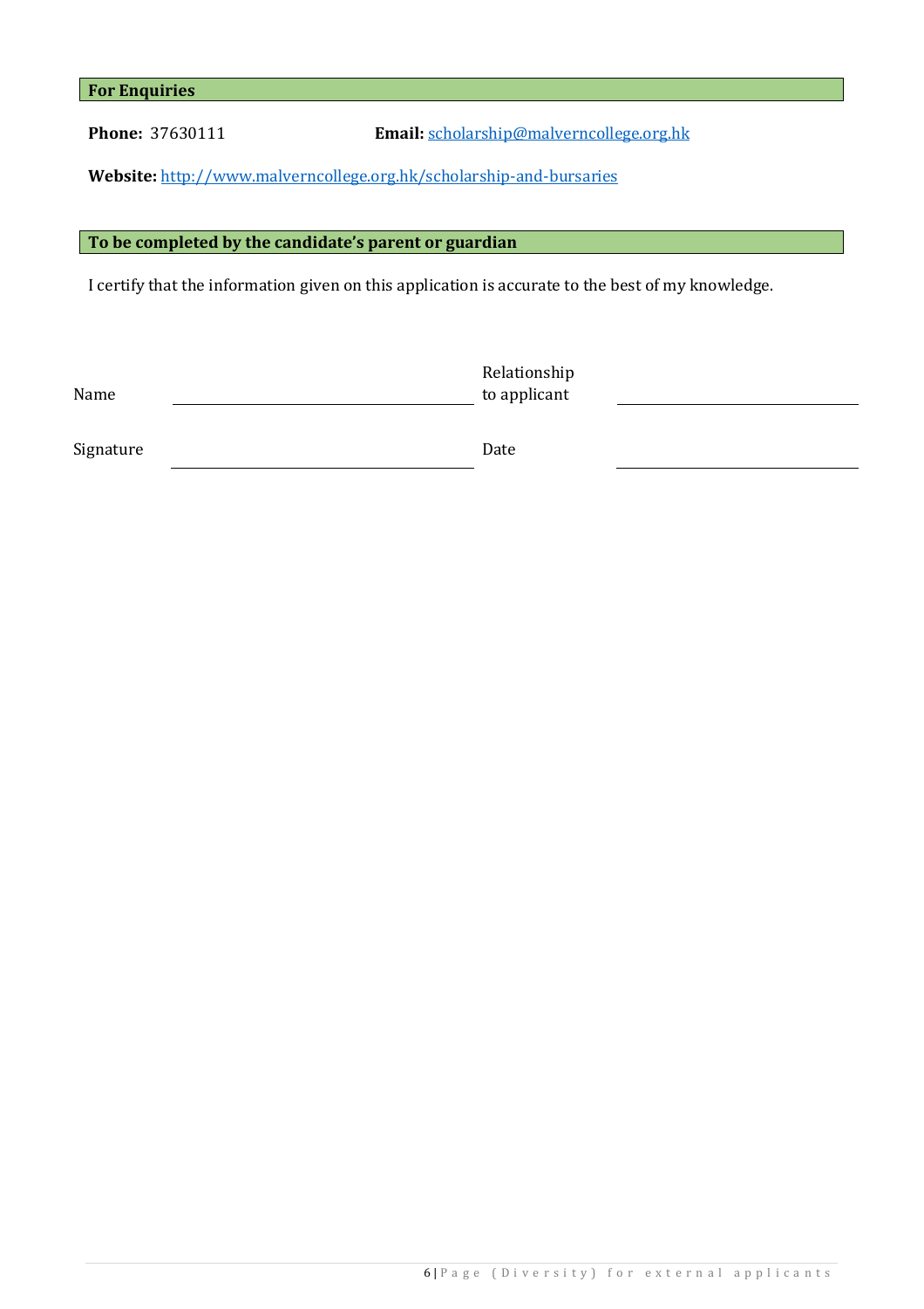## For Enquiries

**Phone:** 37630111 **Email:** scholarship@malverncollege.org.hk

**Website:** http://www.malverncollege.org.hk/scholarship-and-bursaries

## To be completed by the candidate's parent or guardian

I certify that the information given on this application is accurate to the best of my knowledge.

Name \_\_\_\_\_\_\_\_\_\_\_\_\_\_\_\_\_\_\_\_\_\_\_\_ Relationship to applicant \_\_\_\_\_\_\_\_\_\_\_\_\_\_\_\_\_\_\_\_\_\_\_\_

Signature \_\_\_\_\_\_\_\_\_\_\_\_\_\_\_\_\_\_\_\_\_\_\_\_ Date \_\_\_\_\_\_\_\_\_\_\_\_\_\_\_\_\_\_\_\_\_\_\_\_